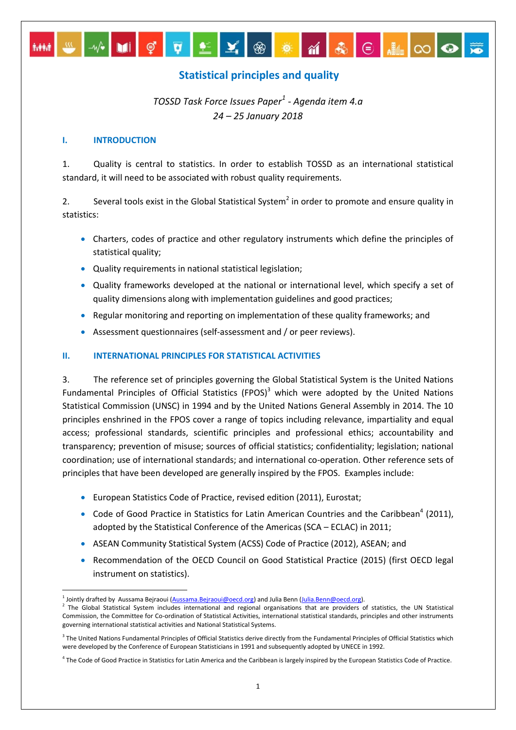# Statistical principles and quality

*TOSSD Task Force Issues Paper[1] - Agenda item 4.a*
*24 – 25 January 2018*

## I. INTRODUCTION

1. Quality is central to statistics. In order to establish TOSSD as an international statistical standard, it will need to be associated with robust quality requirements.

2. Several tools exist in the Global Statistical System[2] in order to promote and ensure quality in statistics:

- Charters, codes of practice and other regulatory instruments which define the principles of statistical quality;
- Quality requirements in national statistical legislation;
- Quality frameworks developed at the national or international level, which specify a set of quality dimensions along with implementation guidelines and good practices;
- Regular monitoring and reporting on implementation of these quality frameworks; and
- Assessment questionnaires (self-assessment and / or peer reviews).

## II. INTERNATIONAL PRINCIPLES FOR STATISTICAL ACTIVITIES

3. The reference set of principles governing the Global Statistical System is the United Nations Fundamental Principles of Official Statistics (FPOS)[3] which were adopted by the United Nations Statistical Commission (UNSC) in 1994 and by the United Nations General Assembly in 2014. The 10 principles enshrined in the FPOS cover a range of topics including relevance, impartiality and equal access; professional standards, scientific principles and professional ethics; accountability and transparency; prevention of misuse; sources of official statistics; confidentiality; legislation; national coordination; use of international standards; and international co-operation. Other reference sets of principles that have been developed are generally inspired by the FPOS. Examples include:

- European Statistics Code of Practice, revised edition (2011), Eurostat;
- Code of Good Practice in Statistics for Latin American Countries and the Caribbean[4] (2011), adopted by the Statistical Conference of the Americas (SCA – ECLAC) in 2011;
- ASEAN Community Statistical System (ACSS) Code of Practice (2012), ASEAN; and
- Recommendation of the OECD Council on Good Statistical Practice (2015) (first OECD legal instrument on statistics).

---

[1] Jointly drafted by Aussama Bejraoui (Aussama.Bejraoui@oecd.org) and Julia Benn (Julia.Benn@oecd.org).

[2] The Global Statistical System includes international and regional organisations that are providers of statistics, the UN Statistical Commission, the Committee for Co-ordination of Statistical Activities, international statistical standards, principles and other instruments governing international statistical activities and National Statistical Systems.

[3] The United Nations Fundamental Principles of Official Statistics derive directly from the Fundamental Principles of Official Statistics which were developed by the Conference of European Statisticians in 1991 and subsequently adopted by UNECE in 1992.

[4] The Code of Good Practice in Statistics for Latin America and the Caribbean is largely inspired by the European Statistics Code of Practice.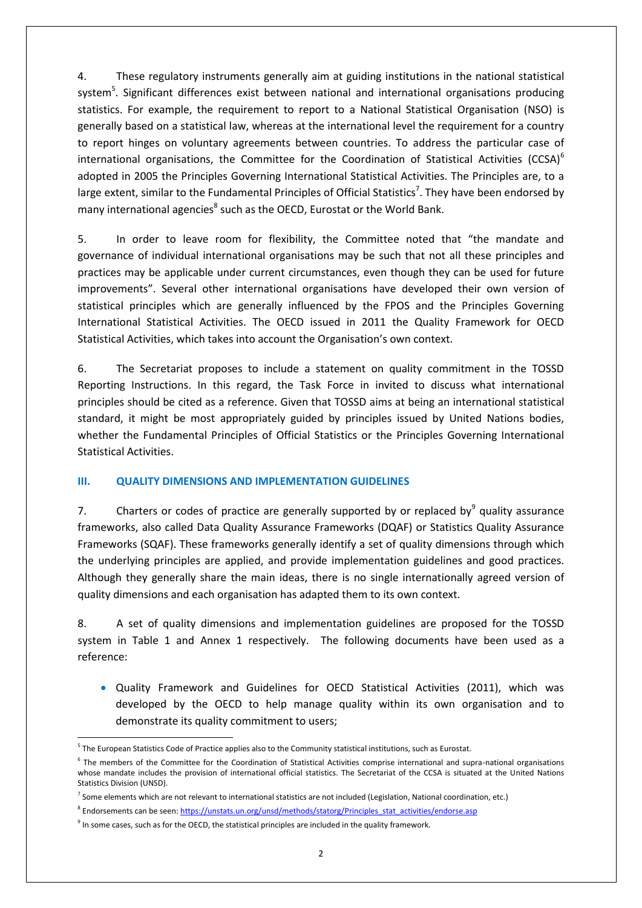4. These regulatory instruments generally aim at guiding institutions in the national statistical system[5]. Significant differences exist between national and international organisations producing statistics. For example, the requirement to report to a National Statistical Organisation (NSO) is generally based on a statistical law, whereas at the international level the requirement for a country to report hinges on voluntary agreements between countries. To address the particular case of international organisations, the Committee for the Coordination of Statistical Activities (CCSA)[6] adopted in 2005 the Principles Governing International Statistical Activities. The Principles are, to a large extent, similar to the Fundamental Principles of Official Statistics[7]. They have been endorsed by many international agencies[8] such as the OECD, Eurostat or the World Bank.

5. In order to leave room for flexibility, the Committee noted that "the mandate and governance of individual international organisations may be such that not all these principles and practices may be applicable under current circumstances, even though they can be used for future improvements". Several other international organisations have developed their own version of statistical principles which are generally influenced by the FPOS and the Principles Governing International Statistical Activities. The OECD issued in 2011 the Quality Framework for OECD Statistical Activities, which takes into account the Organisation's own context.

6. The Secretariat proposes to include a statement on quality commitment in the TOSSD Reporting Instructions. In this regard, the Task Force in invited to discuss what international principles should be cited as a reference. Given that TOSSD aims at being an international statistical standard, it might be most appropriately guided by principles issued by United Nations bodies, whether the Fundamental Principles of Official Statistics or the Principles Governing International Statistical Activities.

## III. QUALITY DIMENSIONS AND IMPLEMENTATION GUIDELINES

7. Charters or codes of practice are generally supported by or replaced by[9] quality assurance frameworks, also called Data Quality Assurance Frameworks (DQAF) or Statistics Quality Assurance Frameworks (SQAF). These frameworks generally identify a set of quality dimensions through which the underlying principles are applied, and provide implementation guidelines and good practices. Although they generally share the main ideas, there is no single internationally agreed version of quality dimensions and each organisation has adapted them to its own context.

8. A set of quality dimensions and implementation guidelines are proposed for the TOSSD system in Table 1 and Annex 1 respectively. The following documents have been used as a reference:

- Quality Framework and Guidelines for OECD Statistical Activities (2011), which was developed by the OECD to help manage quality within its own organisation and to demonstrate its quality commitment to users;

---

[5] The European Statistics Code of Practice applies also to the Community statistical institutions, such as Eurostat.

[6] The members of the Committee for the Coordination of Statistical Activities comprise international and supra-national organisations whose mandate includes the provision of international official statistics. The Secretariat of the CCSA is situated at the United Nations Statistics Division (UNSD).

[7] Some elements which are not relevant to international statistics are not included (Legislation, National coordination, etc.)

[8] Endorsements can be seen: https://unstats.un.org/unsd/methods/statorg/Principles_stat_activities/endorse.asp

[9] In some cases, such as for the OECD, the statistical principles are included in the quality framework.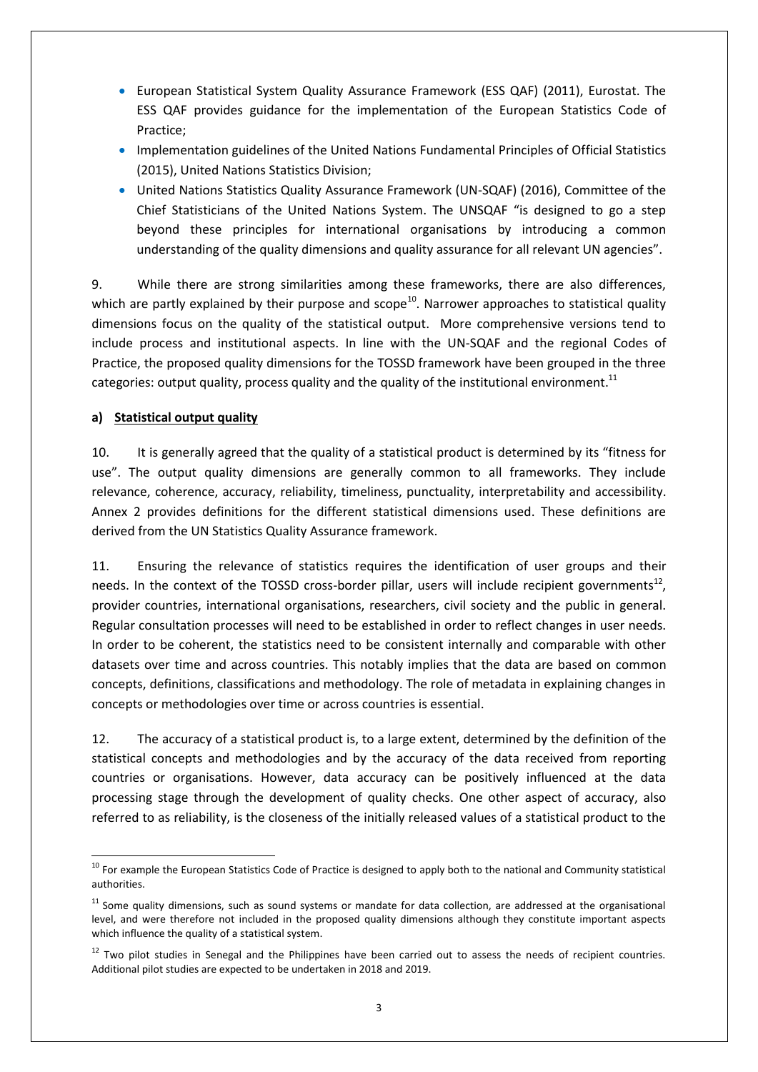- European Statistical System Quality Assurance Framework (ESS QAF) (2011), Eurostat. The ESS QAF provides guidance for the implementation of the European Statistics Code of Practice;
- Implementation guidelines of the United Nations Fundamental Principles of Official Statistics (2015), United Nations Statistics Division;
- United Nations Statistics Quality Assurance Framework (UN-SQAF) (2016), Committee of the Chief Statisticians of the United Nations System. The UNSQAF "is designed to go a step beyond these principles for international organisations by introducing a common understanding of the quality dimensions and quality assurance for all relevant UN agencies".

9. While there are strong similarities among these frameworks, there are also differences, which are partly explained by their purpose and scope[10]. Narrower approaches to statistical quality dimensions focus on the quality of the statistical output. More comprehensive versions tend to include process and institutional aspects. In line with the UN-SQAF and the regional Codes of Practice, the proposed quality dimensions for the TOSSD framework have been grouped in the three categories: output quality, process quality and the quality of the institutional environment.[11]

**a) Statistical output quality**

10. It is generally agreed that the quality of a statistical product is determined by its "fitness for use". The output quality dimensions are generally common to all frameworks. They include relevance, coherence, accuracy, reliability, timeliness, punctuality, interpretability and accessibility. Annex 2 provides definitions for the different statistical dimensions used. These definitions are derived from the UN Statistics Quality Assurance framework.

11. Ensuring the relevance of statistics requires the identification of user groups and their needs. In the context of the TOSSD cross-border pillar, users will include recipient governments[12], provider countries, international organisations, researchers, civil society and the public in general. Regular consultation processes will need to be established in order to reflect changes in user needs. In order to be coherent, the statistics need to be consistent internally and comparable with other datasets over time and across countries. This notably implies that the data are based on common concepts, definitions, classifications and methodology. The role of metadata in explaining changes in concepts or methodologies over time or across countries is essential.

12. The accuracy of a statistical product is, to a large extent, determined by the definition of the statistical concepts and methodologies and by the accuracy of the data received from reporting countries or organisations. However, data accuracy can be positively influenced at the data processing stage through the development of quality checks. One other aspect of accuracy, also referred to as reliability, is the closeness of the initially released values of a statistical product to the

---

[10] For example the European Statistics Code of Practice is designed to apply both to the national and Community statistical authorities.

[11] Some quality dimensions, such as sound systems or mandate for data collection, are addressed at the organisational level, and were therefore not included in the proposed quality dimensions although they constitute important aspects which influence the quality of a statistical system.

[12] Two pilot studies in Senegal and the Philippines have been carried out to assess the needs of recipient countries. Additional pilot studies are expected to be undertaken in 2018 and 2019.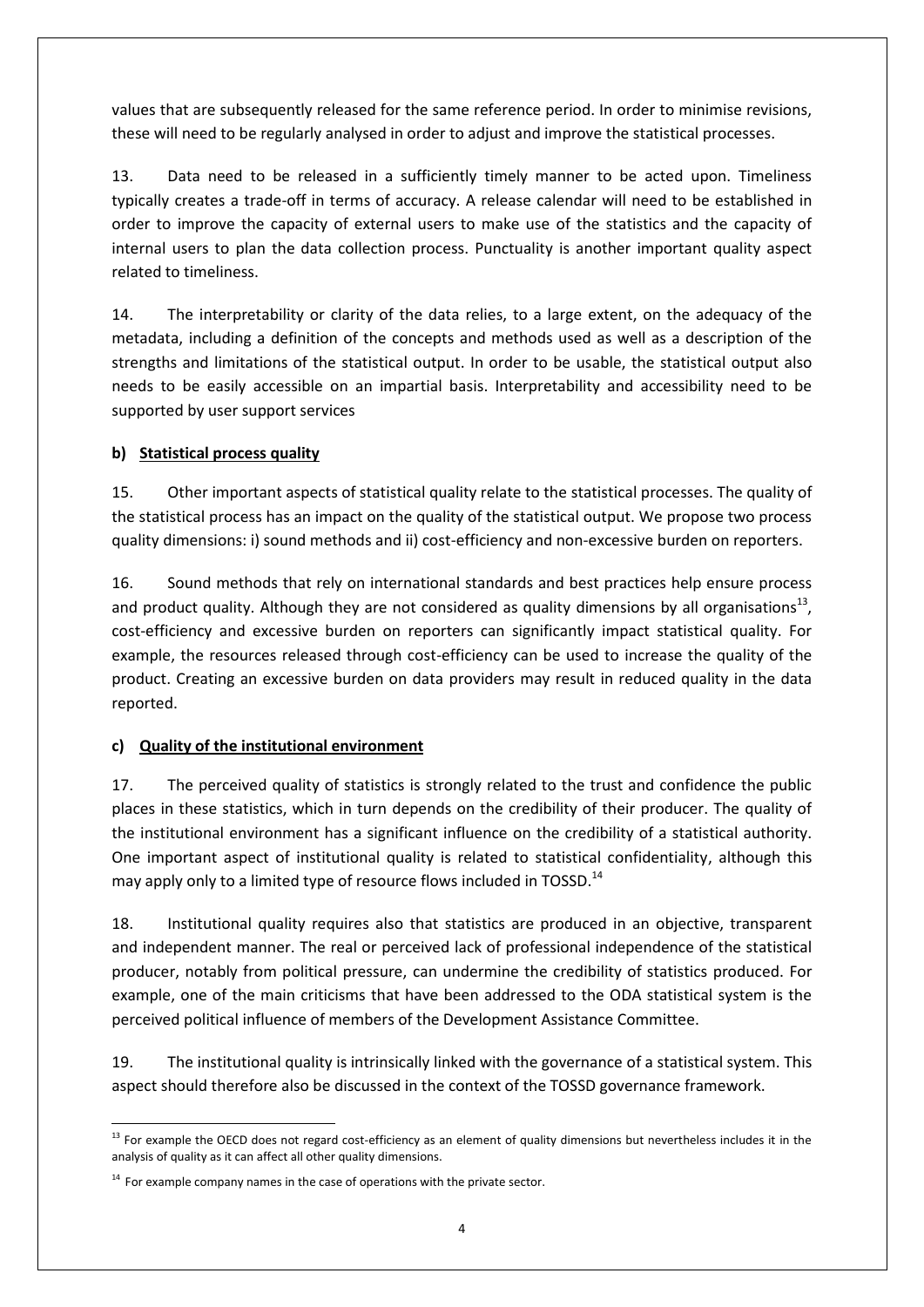values that are subsequently released for the same reference period. In order to minimise revisions, these will need to be regularly analysed in order to adjust and improve the statistical processes.

13. Data need to be released in a sufficiently timely manner to be acted upon. Timeliness typically creates a trade-off in terms of accuracy. A release calendar will need to be established in order to improve the capacity of external users to make use of the statistics and the capacity of internal users to plan the data collection process. Punctuality is another important quality aspect related to timeliness.

14. The interpretability or clarity of the data relies, to a large extent, on the adequacy of the metadata, including a definition of the concepts and methods used as well as a description of the strengths and limitations of the statistical output. In order to be usable, the statistical output also needs to be easily accessible on an impartial basis. Interpretability and accessibility need to be supported by user support services

**b) Statistical process quality**

15. Other important aspects of statistical quality relate to the statistical processes. The quality of the statistical process has an impact on the quality of the statistical output. We propose two process quality dimensions: i) sound methods and ii) cost-efficiency and non-excessive burden on reporters.

16. Sound methods that rely on international standards and best practices help ensure process and product quality. Although they are not considered as quality dimensions by all organisations[13], cost-efficiency and excessive burden on reporters can significantly impact statistical quality. For example, the resources released through cost-efficiency can be used to increase the quality of the product. Creating an excessive burden on data providers may result in reduced quality in the data reported.

**c) Quality of the institutional environment**

17. The perceived quality of statistics is strongly related to the trust and confidence the public places in these statistics, which in turn depends on the credibility of their producer. The quality of the institutional environment has a significant influence on the credibility of a statistical authority. One important aspect of institutional quality is related to statistical confidentiality, although this may apply only to a limited type of resource flows included in TOSSD.[14]

18. Institutional quality requires also that statistics are produced in an objective, transparent and independent manner. The real or perceived lack of professional independence of the statistical producer, notably from political pressure, can undermine the credibility of statistics produced. For example, one of the main criticisms that have been addressed to the ODA statistical system is the perceived political influence of members of the Development Assistance Committee.

19. The institutional quality is intrinsically linked with the governance of a statistical system. This aspect should therefore also be discussed in the context of the TOSSD governance framework.

---

[13] For example the OECD does not regard cost-efficiency as an element of quality dimensions but nevertheless includes it in the analysis of quality as it can affect all other quality dimensions.

[14] For example company names in the case of operations with the private sector.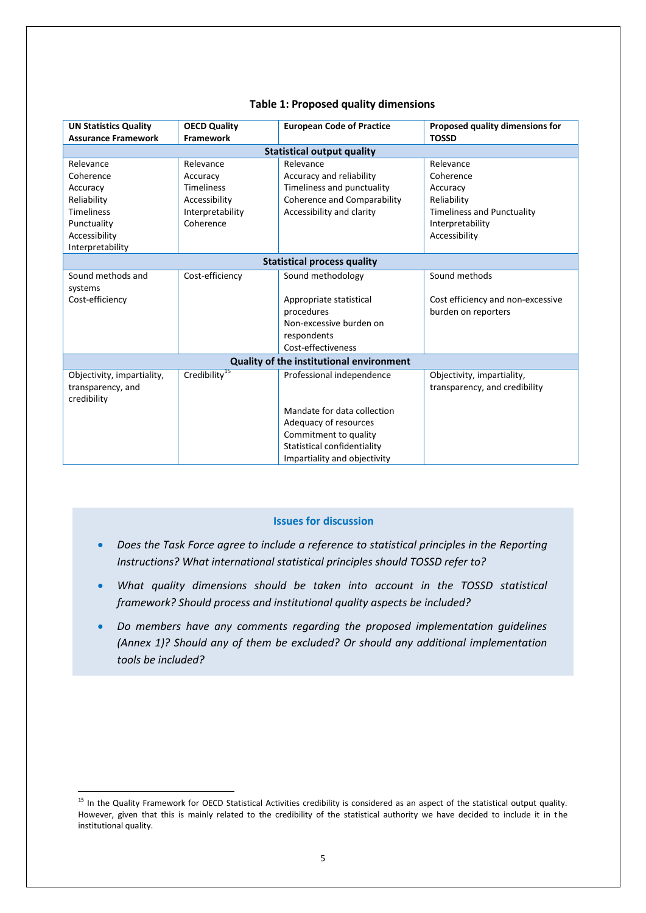**Table 1: Proposed quality dimensions**

| UN Statistics Quality Assurance Framework | OECD Quality Framework | European Code of Practice | Proposed quality dimensions for TOSSD |
|---|---|---|---|
| **Statistical output quality** | | | |
| Relevance<br>Coherence<br>Accuracy<br>Reliability<br>Timeliness<br>Punctuality<br>Accessibility<br>Interpretability | Relevance<br>Accuracy<br>Timeliness<br>Accessibility<br>Interpretability<br>Coherence | Relevance<br>Accuracy and reliability<br>Timeliness and punctuality<br>Coherence and Comparability<br>Accessibility and clarity | Relevance<br>Coherence<br>Accuracy<br>Reliability<br>Timeliness and Punctuality<br>Interpretability<br>Accessibility |
| **Statistical process quality** | | | |
| Sound methods and systems<br>Cost-efficiency | Cost-efficiency | Sound methodology<br><br>Appropriate statistical procedures<br>Non-excessive burden on respondents<br>Cost-effectiveness | Sound methods<br><br>Cost efficiency and non-excessive burden on reporters |
| **Quality of the institutional environment** | | | |
| Objectivity, impartiality, transparency, and credibility | Credibility[15] | Professional independence<br><br>Mandate for data collection<br>Adequacy of resources<br>Commitment to quality<br>Statistical confidentiality<br>Impartiality and objectivity | Objectivity, impartiality, transparency, and credibility |

### Issues for discussion

- *Does the Task Force agree to include a reference to statistical principles in the Reporting Instructions? What international statistical principles should TOSSD refer to?*
- *What quality dimensions should be taken into account in the TOSSD statistical framework? Should process and institutional quality aspects be included?*
- *Do members have any comments regarding the proposed implementation guidelines (Annex 1)? Should any of them be excluded? Or should any additional implementation tools be included?*

---

[15] In the Quality Framework for OECD Statistical Activities credibility is considered as an aspect of the statistical output quality. However, given that this is mainly related to the credibility of the statistical authority we have decided to include it in the institutional quality.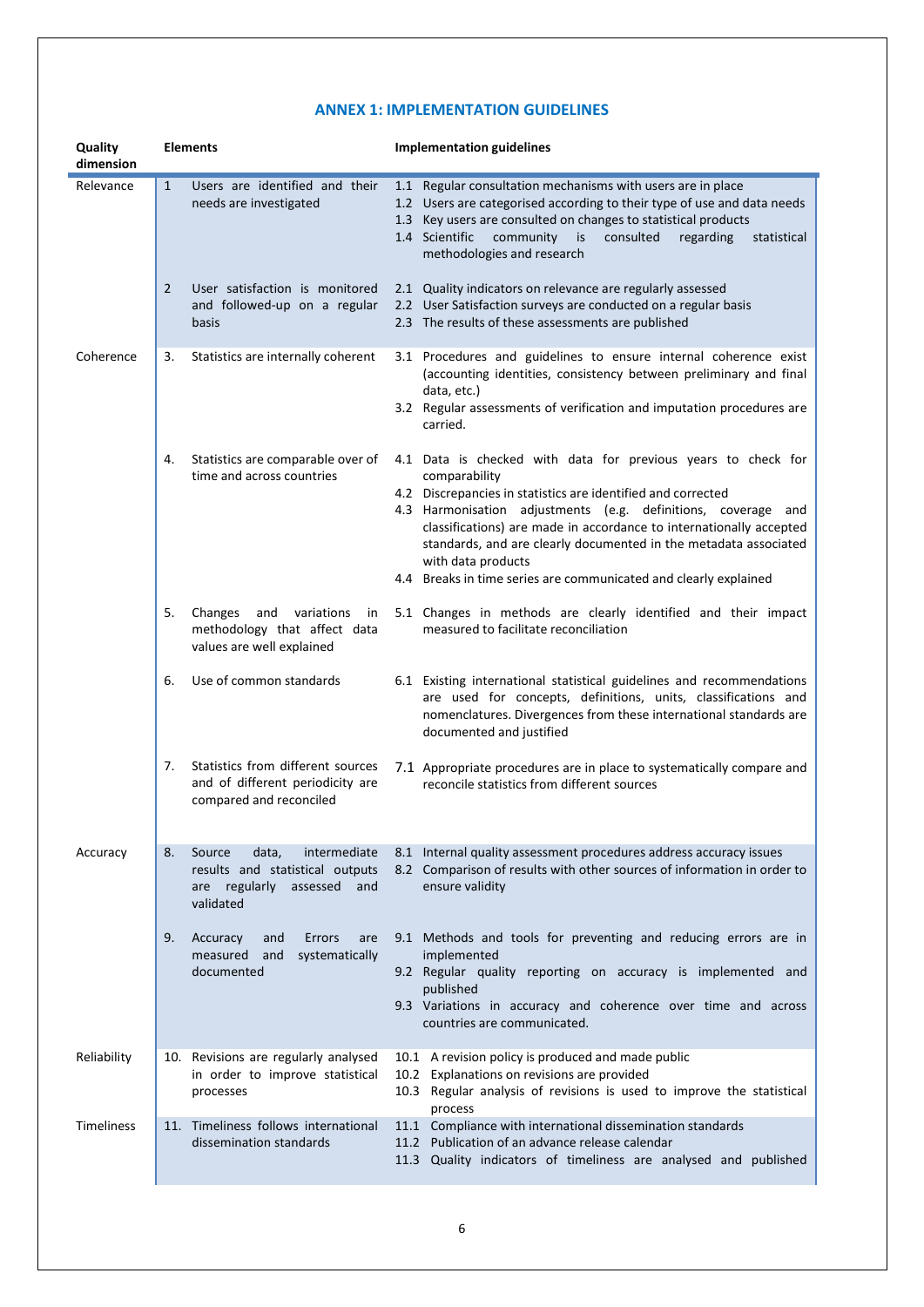## ANNEX 1: IMPLEMENTATION GUIDELINES

| Quality dimension | Elements | Implementation guidelines |
|---|---|---|
| Relevance | 1 Users are identified and their needs are investigated | 1.1 Regular consultation mechanisms with users are in place<br>1.2 Users are categorised according to their type of use and data needs<br>1.3 Key users are consulted on changes to statistical products<br>1.4 Scientific community is consulted regarding statistical methodologies and research |
| | 2 User satisfaction is monitored and followed-up on a regular basis | 2.1 Quality indicators on relevance are regularly assessed<br>2.2 User Satisfaction surveys are conducted on a regular basis<br>2.3 The results of these assessments are published |
| Coherence | 3. Statistics are internally coherent | 3.1 Procedures and guidelines to ensure internal coherence exist (accounting identities, consistency between preliminary and final data, etc.)<br>3.2 Regular assessments of verification and imputation procedures are carried. |
| | 4. Statistics are comparable over of time and across countries | 4.1 Data is checked with data for previous years to check for comparability<br>4.2 Discrepancies in statistics are identified and corrected<br>4.3 Harmonisation adjustments (e.g. definitions, coverage and classifications) are made in accordance to internationally accepted standards, and are clearly documented in the metadata associated with data products<br>4.4 Breaks in time series are communicated and clearly explained |
| | 5. Changes and variations in methodology that affect data values are well explained | 5.1 Changes in methods are clearly identified and their impact measured to facilitate reconciliation |
| | 6. Use of common standards | 6.1 Existing international statistical guidelines and recommendations are used for concepts, definitions, units, classifications and nomenclatures. Divergences from these international standards are documented and justified |
| | 7. Statistics from different sources and of different periodicity are compared and reconciled | 7.1 Appropriate procedures are in place to systematically compare and reconcile statistics from different sources |
| Accuracy | 8. Source data, intermediate results and statistical outputs are regularly assessed and validated | 8.1 Internal quality assessment procedures address accuracy issues<br>8.2 Comparison of results with other sources of information in order to ensure validity |
| | 9. Accuracy and Errors are measured and systematically documented | 9.1 Methods and tools for preventing and reducing errors are in implemented<br>9.2 Regular quality reporting on accuracy is implemented and published<br>9.3 Variations in accuracy and coherence over time and across countries are communicated. |
| Reliability | 10. Revisions are regularly analysed in order to improve statistical processes | 10.1 A revision policy is produced and made public<br>10.2 Explanations on revisions are provided<br>10.3 Regular analysis of revisions is used to improve the statistical process |
| Timeliness | 11. Timeliness follows international dissemination standards | 11.1 Compliance with international dissemination standards<br>11.2 Publication of an advance release calendar<br>11.3 Quality indicators of timeliness are analysed and published |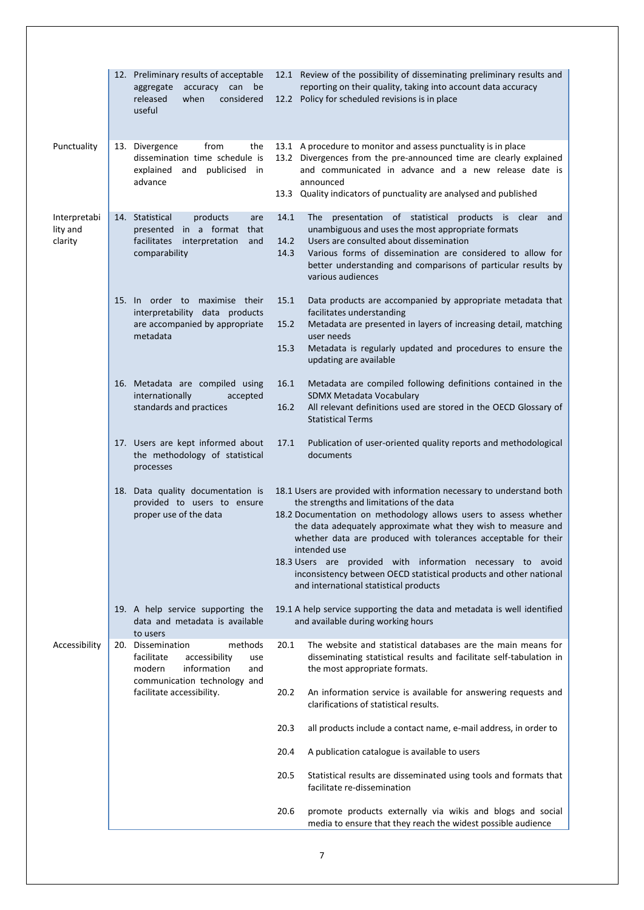| | | |
|---|---|---|
| | 12. Preliminary results of acceptable aggregate accuracy can be released when considered useful | 12.1 Review of the possibility of disseminating preliminary results and reporting on their quality, taking into account data accuracy<br>12.2 Policy for scheduled revisions is in place |
| Punctuality | 13. Divergence from the dissemination time schedule is explained and publicised in advance | 13.1 A procedure to monitor and assess punctuality is in place<br>13.2 Divergences from the pre-announced time are clearly explained and communicated in advance and a new release date is announced<br>13.3 Quality indicators of punctuality are analysed and published |
| Interpretability and clarity | 14. Statistical products are presented in a format that facilitates interpretation and comparability | 14.1 The presentation of statistical products is clear and unambiguous and uses the most appropriate formats<br>14.2 Users are consulted about dissemination<br>14.3 Various forms of dissemination are considered to allow for better understanding and comparisons of particular results by various audiences |
| | 15. In order to maximise their interpretability data products are accompanied by appropriate metadata | 15.1 Data products are accompanied by appropriate metadata that facilitates understanding<br>15.2 Metadata are presented in layers of increasing detail, matching user needs<br>15.3 Metadata is regularly updated and procedures to ensure the updating are available |
| | 16. Metadata are compiled using internationally accepted standards and practices | 16.1 Metadata are compiled following definitions contained in the SDMX Metadata Vocabulary<br>16.2 All relevant definitions used are stored in the OECD Glossary of Statistical Terms |
| | 17. Users are kept informed about the methodology of statistical processes | 17.1 Publication of user-oriented quality reports and methodological documents |
| | 18. Data quality documentation is provided to users to ensure proper use of the data | 18.1 Users are provided with information necessary to understand both the strengths and limitations of the data<br>18.2 Documentation on methodology allows users to assess whether the data adequately approximate what they wish to measure and whether data are produced with tolerances acceptable for their intended use<br>18.3 Users are provided with information necessary to avoid inconsistency between OECD statistical products and other national and international statistical products |
| | 19. A help service supporting the data and metadata is available to users | 19.1 A help service supporting the data and metadata is well identified and available during working hours |
| Accessibility | 20. Dissemination methods facilitate accessibility use modern information and communication technology and facilitate accessibility. | 20.1 The website and statistical databases are the main means for disseminating statistical results and facilitate self-tabulation in the most appropriate formats.<br>20.2 An information service is available for answering requests and clarifications of statistical results.<br>20.3 all products include a contact name, e-mail address, in order to<br>20.4 A publication catalogue is available to users<br>20.5 Statistical results are disseminated using tools and formats that facilitate re-dissemination<br>20.6 promote products externally via wikis and blogs and social media to ensure that they reach the widest possible audience |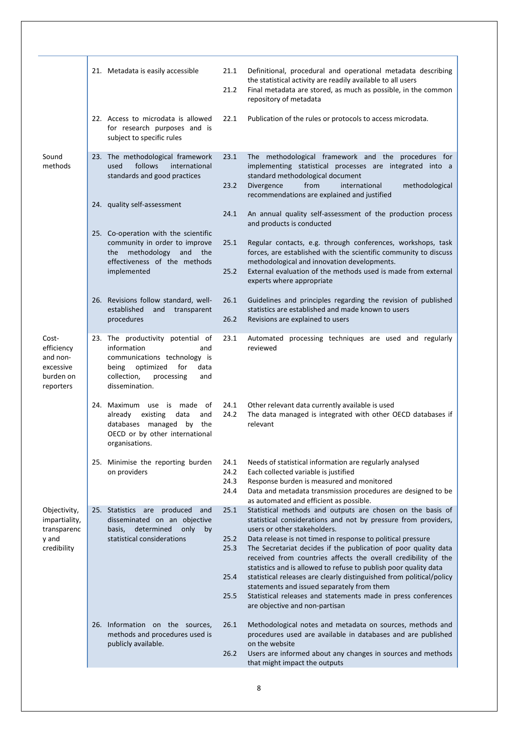| | | | |
|---|---|---|---|
| | 21. Metadata is easily accessible | 21.1 | Definitional, procedural and operational metadata describing the statistical activity are readily available to all users |
| | | 21.2 | Final metadata are stored, as much as possible, in the common repository of metadata |
| | 22. Access to microdata is allowed for research purposes and is subject to specific rules | 22.1 | Publication of the rules or protocols to access microdata. |
| Sound methods | 23. The methodological framework used follows international standards and good practices | 23.1 | The methodological framework and the procedures for implementing statistical processes are integrated into a standard methodological document |
| | | 23.2 | Divergence from international methodological recommendations are explained and justified |
| | 24. quality self-assessment | 24.1 | An annual quality self-assessment of the production process and products is conducted |
| | 25. Co-operation with the scientific community in order to improve the methodology and the effectiveness of the methods implemented | 25.1 | Regular contacts, e.g. through conferences, workshops, task forces, are established with the scientific community to discuss methodological and innovation developments. |
| | | 25.2 | External evaluation of the methods used is made from external experts where appropriate |
| | 26. Revisions follow standard, well-established and transparent procedures | 26.1 | Guidelines and principles regarding the revision of published statistics are established and made known to users |
| | | 26.2 | Revisions are explained to users |
| Cost-efficiency and non-excessive burden on reporters | 23. The productivity potential of information and communications technology is being optimized for data collection, processing and dissemination. | 23.1 | Automated processing techniques are used and regularly reviewed |
| | 24. Maximum use is made of already existing data and databases managed by the OECD or by other international organisations. | 24.1 | Other relevant data currently available is used |
| | | 24.2 | The data managed is integrated with other OECD databases if relevant |
| | 25. Minimise the reporting burden on providers | 24.1 | Needs of statistical information are regularly analysed |
| | | 24.2 | Each collected variable is justified |
| | | 24.3 | Response burden is measured and monitored |
| | | 24.4 | Data and metadata transmission procedures are designed to be as automated and efficient as possible. |
| Objectivity, impartiality, transparency and credibility | 25. Statistics are produced and disseminated on an objective basis, determined only by statistical considerations | 25.1 | Statistical methods and outputs are chosen on the basis of statistical considerations and not by pressure from providers, users or other stakeholders. |
| | | 25.2 | Data release is not timed in response to political pressure |
| | | 25.3 | The Secretariat decides if the publication of poor quality data received from countries affects the overall credibility of the statistics and is allowed to refuse to publish poor quality data |
| | | 25.4 | statistical releases are clearly distinguished from political/policy statements and issued separately from them |
| | | 25.5 | Statistical releases and statements made in press conferences are objective and non-partisan |
| | 26. Information on the sources, methods and procedures used is publicly available. | 26.1 | Methodological notes and metadata on sources, methods and procedures used are available in databases and are published on the website |
| | | 26.2 | Users are informed about any changes in sources and methods that might impact the outputs |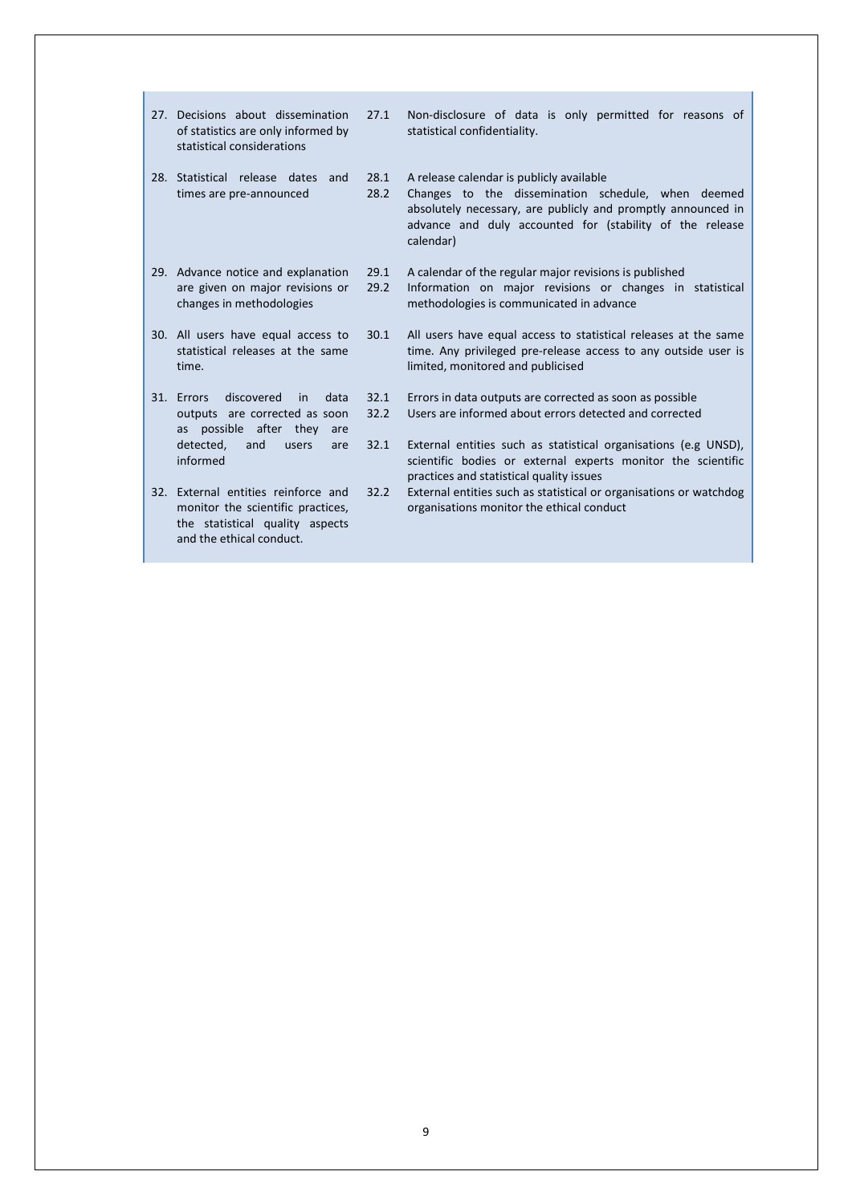| Principle | Indicator | Description |
|---|---|---|
| 27. Decisions about dissemination of statistics are only informed by statistical considerations | 27.1 | Non-disclosure of data is only permitted for reasons of statistical confidentiality. |
| 28. Statistical release dates and times are pre-announced | 28.1 | A release calendar is publicly available |
| | 28.2 | Changes to the dissemination schedule, when deemed absolutely necessary, are publicly and promptly announced in advance and duly accounted for (stability of the release calendar) |
| 29. Advance notice and explanation are given on major revisions or changes in methodologies | 29.1 | A calendar of the regular major revisions is published |
| | 29.2 | Information on major revisions or changes in statistical methodologies is communicated in advance |
| 30. All users have equal access to statistical releases at the same time. | 30.1 | All users have equal access to statistical releases at the same time. Any privileged pre-release access to any outside user is limited, monitored and publicised |
| 31. Errors discovered in data outputs are corrected as soon as possible after they are detected, and users are informed | 32.1 | Errors in data outputs are corrected as soon as possible |
| | 32.2 | Users are informed about errors detected and corrected |
| 32. External entities reinforce and monitor the scientific practices, the statistical quality aspects and the ethical conduct. | 32.1 | External entities such as statistical organisations (e.g UNSD), scientific bodies or external experts monitor the scientific practices and statistical quality issues |
| | 32.2 | External entities such as statistical or organisations or watchdog organisations monitor the ethical conduct |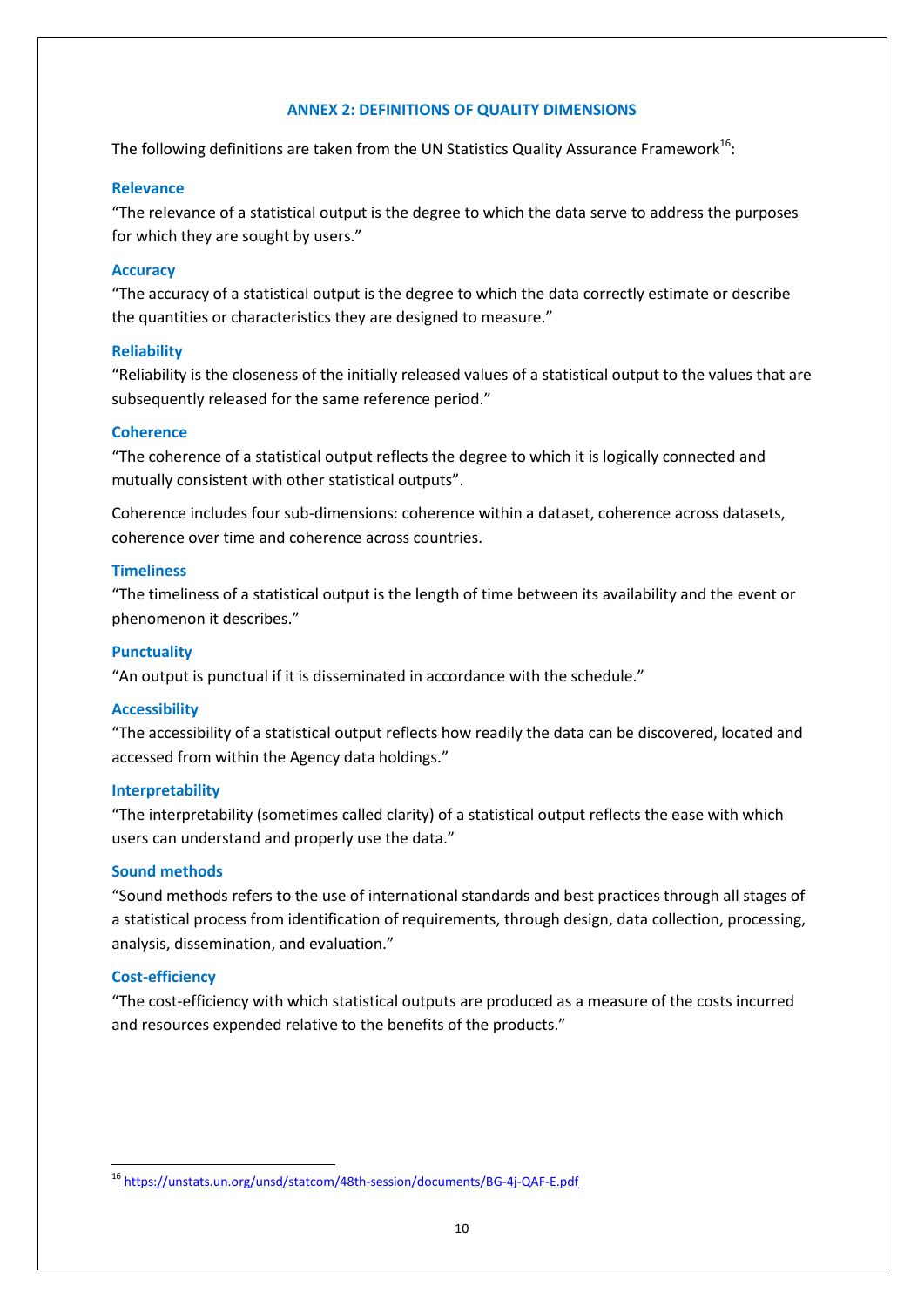## ANNEX 2: DEFINITIONS OF QUALITY DIMENSIONS

The following definitions are taken from the UN Statistics Quality Assurance Framework[16]:

### Relevance

"The relevance of a statistical output is the degree to which the data serve to address the purposes for which they are sought by users."

### Accuracy

"The accuracy of a statistical output is the degree to which the data correctly estimate or describe the quantities or characteristics they are designed to measure."

### Reliability

"Reliability is the closeness of the initially released values of a statistical output to the values that are subsequently released for the same reference period."

### Coherence

"The coherence of a statistical output reflects the degree to which it is logically connected and mutually consistent with other statistical outputs".

Coherence includes four sub-dimensions: coherence within a dataset, coherence across datasets, coherence over time and coherence across countries.

### Timeliness

"The timeliness of a statistical output is the length of time between its availability and the event or phenomenon it describes."

### Punctuality

"An output is punctual if it is disseminated in accordance with the schedule."

### Accessibility

"The accessibility of a statistical output reflects how readily the data can be discovered, located and accessed from within the Agency data holdings."

### Interpretability

"The interpretability (sometimes called clarity) of a statistical output reflects the ease with which users can understand and properly use the data."

### Sound methods

"Sound methods refers to the use of international standards and best practices through all stages of a statistical process from identification of requirements, through design, data collection, processing, analysis, dissemination, and evaluation."

### Cost-efficiency

"The cost-efficiency with which statistical outputs are produced as a measure of the costs incurred and resources expended relative to the benefits of the products."

---

[16] https://unstats.un.org/unsd/statcom/48th-session/documents/BG-4j-QAF-E.pdf